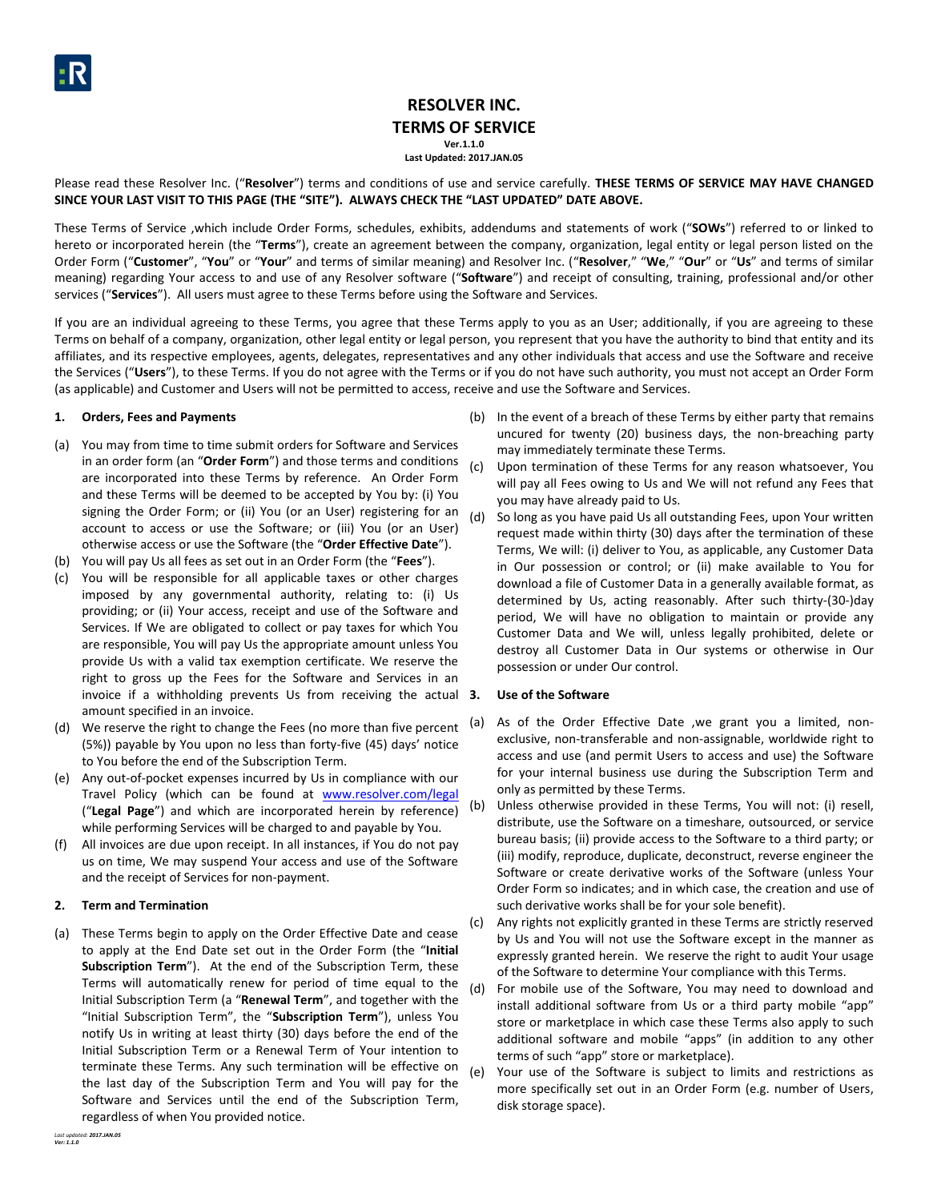# RESOLVER INC.
# TERMS OF SERVICE

**Ver.1.1.0**
**Last Updated: 2017.JAN.05**

Please read these Resolver Inc. ("**Resolver**") terms and conditions of use and service carefully. **THESE TERMS OF SERVICE MAY HAVE CHANGED SINCE YOUR LAST VISIT TO THIS PAGE (THE "SITE"). ALWAYS CHECK THE "LAST UPDATED" DATE ABOVE.**

These Terms of Service ,which include Order Forms, schedules, exhibits, addendums and statements of work ("**SOWs**") referred to or linked to hereto or incorporated herein (the "**Terms**"), create an agreement between the company, organization, legal entity or legal person listed on the Order Form ("**Customer**", "**You**" or "**Your**" and terms of similar meaning) and Resolver Inc. ("**Resolver**," "**We**," "**Our**" or "**Us**" and terms of similar meaning) regarding Your access to and use of any Resolver software ("**Software**") and receipt of consulting, training, professional and/or other services ("**Services**"). All users must agree to these Terms before using the Software and Services.

If you are an individual agreeing to these Terms, you agree that these Terms apply to you as an User; additionally, if you are agreeing to these Terms on behalf of a company, organization, other legal entity or legal person, you represent that you have the authority to bind that entity and its affiliates, and its respective employees, agents, delegates, representatives and any other individuals that access and use the Software and receive the Services ("**Users**"), to these Terms. If you do not agree with the Terms or if you do not have such authority, you must not accept an Order Form (as applicable) and Customer and Users will not be permitted to access, receive and use the Software and Services.

## 1. Orders, Fees and Payments

(a) You may from time to time submit orders for Software and Services in an order form (an "**Order Form**") and those terms and conditions are incorporated into these Terms by reference. An Order Form and these Terms will be deemed to be accepted by You by: (i) You signing the Order Form; or (ii) You (or an User) registering for an account to access or use the Software; or (iii) You (or an User) otherwise access or use the Software (the "**Order Effective Date**").

(b) You will pay Us all fees as set out in an Order Form (the "**Fees**").

(c) You will be responsible for all applicable taxes or other charges imposed by any governmental authority, relating to: (i) Us providing; or (ii) Your access, receipt and use of the Software and Services. If We are obligated to collect or pay taxes for which You are responsible, You will pay Us the appropriate amount unless You provide Us with a valid tax exemption certificate. We reserve the right to gross up the Fees for the Software and Services in an invoice if a withholding prevents Us from receiving the actual amount specified in an invoice.

(d) We reserve the right to change the Fees (no more than five percent (5%)) payable by You upon no less than forty-five (45) days' notice to You before the end of the Subscription Term.

(e) Any out-of-pocket expenses incurred by Us in compliance with our Travel Policy (which can be found at www.resolver.com/legal ("**Legal Page**") and which are incorporated herein by reference) while performing Services will be charged to and payable by You.

(f) All invoices are due upon receipt. In all instances, if You do not pay us on time, We may suspend Your access and use of the Software and the receipt of Services for non-payment.

## 2. Term and Termination

(a) These Terms begin to apply on the Order Effective Date and cease to apply at the End Date set out in the Order Form (the "**Initial Subscription Term**"). At the end of the Subscription Term, these Terms will automatically renew for period of time equal to the Initial Subscription Term (a "**Renewal Term**", and together with the "Initial Subscription Term", the "**Subscription Term**"), unless You notify Us in writing at least thirty (30) days before the end of the Initial Subscription Term or a Renewal Term of Your intention to terminate these Terms. Any such termination will be effective on the last day of the Subscription Term and You will pay for the Software and Services until the end of the Subscription Term, regardless of when You provided notice.

(b) In the event of a breach of these Terms by either party that remains uncured for twenty (20) business days, the non-breaching party may immediately terminate these Terms.

(c) Upon termination of these Terms for any reason whatsoever, You will pay all Fees owing to Us and We will not refund any Fees that you may have already paid to Us.

(d) So long as you have paid Us all outstanding Fees, upon Your written request made within thirty (30) days after the termination of these Terms, We will: (i) deliver to You, as applicable, any Customer Data in Our possession or control; or (ii) make available to You for download a file of Customer Data in a generally available format, as determined by Us, acting reasonably. After such thirty-(30-)day period, We will have no obligation to maintain or provide any Customer Data and We will, unless legally prohibited, delete or destroy all Customer Data in Our systems or otherwise in Our possession or under Our control.

## 3. Use of the Software

(a) As of the Order Effective Date ,we grant you a limited, non-exclusive, non-transferable and non-assignable, worldwide right to access and use (and permit Users to access and use) the Software for your internal business use during the Subscription Term and only as permitted by these Terms.

(b) Unless otherwise provided in these Terms, You will not: (i) resell, distribute, use the Software on a timeshare, outsourced, or service bureau basis; (ii) provide access to the Software to a third party; or (iii) modify, reproduce, duplicate, deconstruct, reverse engineer the Software or create derivative works of the Software (unless Your Order Form so indicates; and in which case, the creation and use of such derivative works shall be for your sole benefit).

(c) Any rights not explicitly granted in these Terms are strictly reserved by Us and You will not use the Software except in the manner as expressly granted herein. We reserve the right to audit Your usage of the Software to determine Your compliance with this Terms.

(d) For mobile use of the Software, You may need to download and install additional software from Us or a third party mobile "app" store or marketplace in which case these Terms also apply to such additional software and mobile "apps" (in addition to any other terms of such "app" store or marketplace).

(e) Your use of the Software is subject to limits and restrictions as more specifically set out in an Order Form (e.g. number of Users, disk storage space).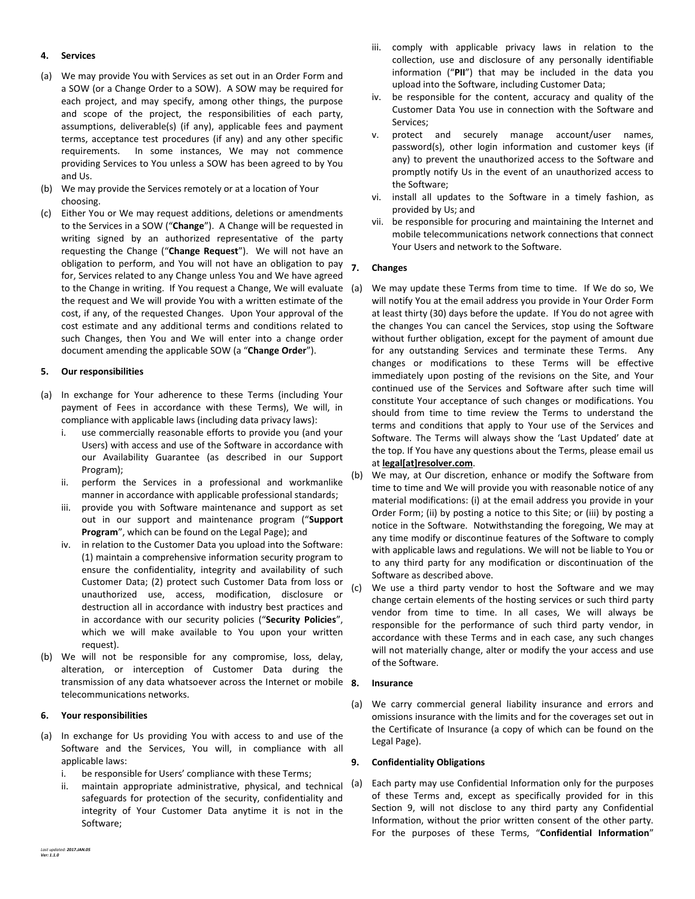## 4. Services

(a) We may provide You with Services as set out in an Order Form and a SOW (or a Change Order to a SOW). A SOW may be required for each project, and may specify, among other things, the purpose and scope of the project, the responsibilities of each party, assumptions, deliverable(s) (if any), applicable fees and payment terms, acceptance test procedures (if any) and any other specific requirements. In some instances, We may not commence providing Services to You unless a SOW has been agreed to by You and Us.

(b) We may provide the Services remotely or at a location of Your choosing.

(c) Either You or We may request additions, deletions or amendments to the Services in a SOW ("**Change**"). A Change will be requested in writing signed by an authorized representative of the party requesting the Change ("**Change Request**"). We will not have an obligation to perform, and You will not have an obligation to pay for, Services related to any Change unless You and We have agreed to the Change in writing. If You request a Change, We will evaluate the request and We will provide You with a written estimate of the cost, if any, of the requested Changes. Upon Your approval of the cost estimate and any additional terms and conditions related to such Changes, then You and We will enter into a change order document amending the applicable SOW (a "**Change Order**").

## 5. Our responsibilities

(a) In exchange for Your adherence to these Terms (including Your payment of Fees in accordance with these Terms), We will, in compliance with applicable laws (including data privacy laws):
   i. use commercially reasonable efforts to provide you (and your Users) with access and use of the Software in accordance with our Availability Guarantee (as described in our Support Program);
   ii. perform the Services in a professional and workmanlike manner in accordance with applicable professional standards;
   iii. provide you with Software maintenance and support as set out in our support and maintenance program ("**Support Program**", which can be found on the Legal Page); and
   iv. in relation to the Customer Data you upload into the Software: (1) maintain a comprehensive information security program to ensure the confidentiality, integrity and availability of such Customer Data; (2) protect such Customer Data from loss or unauthorized use, access, modification, disclosure or destruction all in accordance with industry best practices and in accordance with our security policies ("**Security Policies**", which we will make available to You upon your written request).

(b) We will not be responsible for any compromise, loss, delay, alteration, or interception of Customer Data during the transmission of any data whatsoever across the Internet or mobile telecommunications networks.

## 6. Your responsibilities

(a) In exchange for Us providing You with access to and use of the Software and the Services, You will, in compliance with all applicable laws:
   i. be responsible for Users' compliance with these Terms;
   ii. maintain appropriate administrative, physical, and technical safeguards for protection of the security, confidentiality and integrity of Your Customer Data anytime it is not in the Software;
   iii. comply with applicable privacy laws in relation to the collection, use and disclosure of any personally identifiable information ("**PII**") that may be included in the data you upload into the Software, including Customer Data;
   iv. be responsible for the content, accuracy and quality of the Customer Data You use in connection with the Software and Services;
   v. protect and securely manage account/user names, password(s), other login information and customer keys (if any) to prevent the unauthorized access to the Software and promptly notify Us in the event of an unauthorized access to the Software;
   vi. install all updates to the Software in a timely fashion, as provided by Us; and
   vii. be responsible for procuring and maintaining the Internet and mobile telecommunications network connections that connect Your Users and network to the Software.

## 7. Changes

(a) We may update these Terms from time to time. If We do so, We will notify You at the email address you provide in Your Order Form at least thirty (30) days before the update. If You do not agree with the changes You can cancel the Services, stop using the Software without further obligation, except for the payment of amount due for any outstanding Services and terminate these Terms. Any changes or modifications to these Terms will be effective immediately upon posting of the revisions on the Site, and Your continued use of the Services and Software after such time will constitute Your acceptance of such changes or modifications. You should from time to time review the Terms to understand the terms and conditions that apply to Your use of the Services and Software. The Terms will always show the 'Last Updated' date at the top. If You have any questions about the Terms, please email us at **legal[at]resolver.com**.

(b) We may, at Our discretion, enhance or modify the Software from time to time and We will provide you with reasonable notice of any material modifications: (i) at the email address you provide in your Order Form; (ii) by posting a notice to this Site; or (iii) by posting a notice in the Software. Notwithstanding the foregoing, We may at any time modify or discontinue features of the Software to comply with applicable laws and regulations. We will not be liable to You or to any third party for any modification or discontinuation of the Software as described above.

(c) We use a third party vendor to host the Software and we may change certain elements of the hosting services or such third party vendor from time to time. In all cases, We will always be responsible for the performance of such third party vendor, in accordance with these Terms and in each case, any such changes will not materially change, alter or modify the your access and use of the Software.

## 8. Insurance

(a) We carry commercial general liability insurance and errors and omissions insurance with the limits and for the coverages set out in the Certificate of Insurance (a copy of which can be found on the Legal Page).

## 9. Confidentiality Obligations

(a) Each party may use Confidential Information only for the purposes of these Terms and, except as specifically provided for in this Section 9, will not disclose to any third party any Confidential Information, without the prior written consent of the other party. For the purposes of these Terms, "**Confidential Information**"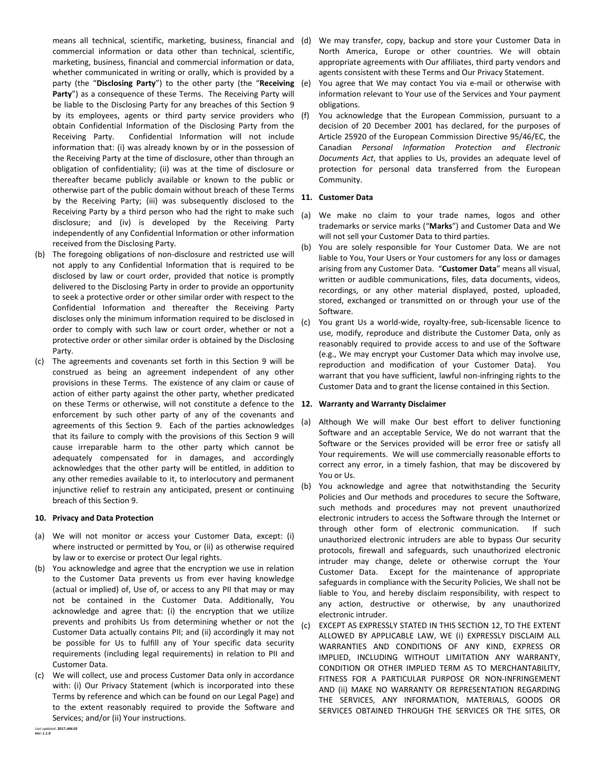means all technical, scientific, marketing, business, financial and commercial information or data other than technical, scientific, marketing, business, financial and commercial information or data, whether communicated in writing or orally, which is provided by a party (the "**Disclosing Party**") to the other party (the "**Receiving Party**") as a consequence of these Terms. The Receiving Party will be liable to the Disclosing Party for any breaches of this Section 9 by its employees, agents or third party service providers who obtain Confidential Information of the Disclosing Party from the Receiving Party. Confidential Information will not include information that: (i) was already known by or in the possession of the Receiving Party at the time of disclosure, other than through an obligation of confidentiality; (ii) was at the time of disclosure or thereafter became publicly available or known to the public or otherwise part of the public domain without breach of these Terms by the Receiving Party; (iii) was subsequently disclosed to the Receiving Party by a third person who had the right to make such disclosure; and (iv) is developed by the Receiving Party independently of any Confidential Information or other information received from the Disclosing Party.

(b) The foregoing obligations of non-disclosure and restricted use will not apply to any Confidential Information that is required to be disclosed by law or court order, provided that notice is promptly delivered to the Disclosing Party in order to provide an opportunity to seek a protective order or other similar order with respect to the Confidential Information and thereafter the Receiving Party discloses only the minimum information required to be disclosed in order to comply with such law or court order, whether or not a protective order or other similar order is obtained by the Disclosing Party.

(c) The agreements and covenants set forth in this Section 9 will be construed as being an agreement independent of any other provisions in these Terms. The existence of any claim or cause of action of either party against the other party, whether predicated on these Terms or otherwise, will not constitute a defence to the enforcement by such other party of any of the covenants and agreements of this Section 9. Each of the parties acknowledges that its failure to comply with the provisions of this Section 9 will cause irreparable harm to the other party which cannot be adequately compensated for in damages, and accordingly acknowledges that the other party will be entitled, in addition to any other remedies available to it, to interlocutory and permanent injunctive relief to restrain any anticipated, present or continuing breach of this Section 9.

**10. Privacy and Data Protection**

(a) We will not monitor or access your Customer Data, except: (i) where instructed or permitted by You, or (ii) as otherwise required by law or to exercise or protect Our legal rights.

(b) You acknowledge and agree that the encryption we use in relation to the Customer Data prevents us from ever having knowledge (actual or implied) of, Use of, or access to any PII that may or may not be contained in the Customer Data. Additionally, You acknowledge and agree that: (i) the encryption that we utilize prevents and prohibits Us from determining whether or not the Customer Data actually contains PII; and (ii) accordingly it may not be possible for Us to fulfill any of Your specific data security requirements (including legal requirements) in relation to PII and Customer Data.

(c) We will collect, use and process Customer Data only in accordance with: (i) Our Privacy Statement (which is incorporated into these Terms by reference and which can be found on our Legal Page) and to the extent reasonably required to provide the Software and Services; and/or (ii) Your instructions.

(d) We may transfer, copy, backup and store your Customer Data in North America, Europe or other countries. We will obtain appropriate agreements with Our affiliates, third party vendors and agents consistent with these Terms and Our Privacy Statement.

(e) You agree that We may contact You via e-mail or otherwise with information relevant to Your use of the Services and Your payment obligations.

(f) You acknowledge that the European Commission, pursuant to a decision of 20 December 2001 has declared, for the purposes of Article 25920 of the European Commission Directive 95/46/EC, the Canadian *Personal Information Protection and Electronic Documents Act*, that applies to Us, provides an adequate level of protection for personal data transferred from the European Community.

**11. Customer Data**

(a) We make no claim to your trade names, logos and other trademarks or service marks ("**Marks**") and Customer Data and We will not sell your Customer Data to third parties.

(b) You are solely responsible for Your Customer Data. We are not liable to You, Your Users or Your customers for any loss or damages arising from any Customer Data. "**Customer Data**" means all visual, written or audible communications, files, data documents, videos, recordings, or any other material displayed, posted, uploaded, stored, exchanged or transmitted on or through your use of the Software.

(c) You grant Us a world-wide, royalty-free, sub-licensable licence to use, modify, reproduce and distribute the Customer Data, only as reasonably required to provide access to and use of the Software (e.g., We may encrypt your Customer Data which may involve use, reproduction and modification of your Customer Data). You warrant that you have sufficient, lawful non-infringing rights to the Customer Data and to grant the license contained in this Section.

**12. Warranty and Warranty Disclaimer**

(a) Although We will make Our best effort to deliver functioning Software and an acceptable Service, We do not warrant that the Software or the Services provided will be error free or satisfy all Your requirements. We will use commercially reasonable efforts to correct any error, in a timely fashion, that may be discovered by You or Us.

(b) You acknowledge and agree that notwithstanding the Security Policies and Our methods and procedures to secure the Software, such methods and procedures may not prevent unauthorized electronic intruders to access the Software through the Internet or through other form of electronic communication. If such unauthorized electronic intruders are able to bypass Our security protocols, firewall and safeguards, such unauthorized electronic intruder may change, delete or otherwise corrupt the Your Customer Data. Except for the maintenance of appropriate safeguards in compliance with the Security Policies, We shall not be liable to You, and hereby disclaim responsibility, with respect to any action, destructive or otherwise, by any unauthorized electronic intruder.

(c) EXCEPT AS EXPRESSLY STATED IN THIS SECTION 12, TO THE EXTENT ALLOWED BY APPLICABLE LAW, WE (i) EXPRESSLY DISCLAIM ALL WARRANTIES AND CONDITIONS OF ANY KIND, EXPRESS OR IMPLIED, INCLUDING WITHOUT LIMITATION ANY WARRANTY, CONDITION OR OTHER IMPLIED TERM AS TO MERCHANTABILITY, FITNESS FOR A PARTICULAR PURPOSE OR NON-INFRINGEMENT AND (ii) MAKE NO WARRANTY OR REPRESENTATION REGARDING THE SERVICES, ANY INFORMATION, MATERIALS, GOODS OR SERVICES OBTAINED THROUGH THE SERVICES OR THE SITES, OR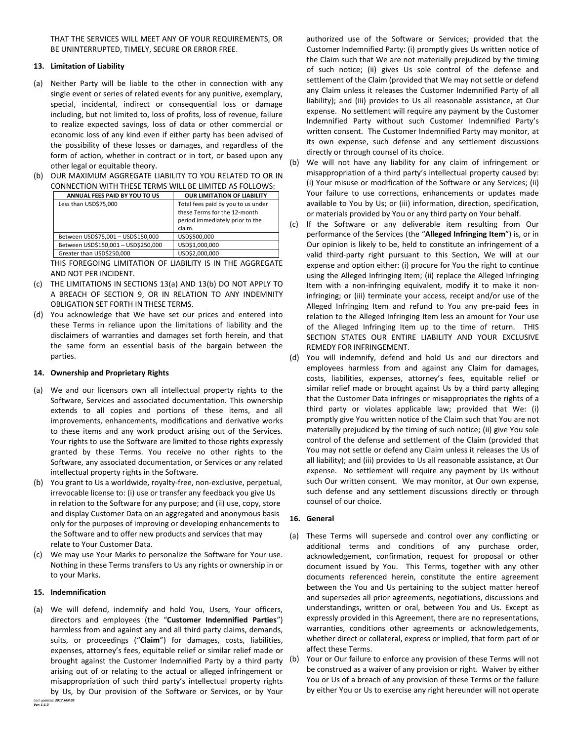THAT THE SERVICES WILL MEET ANY OF YOUR REQUIREMENTS, OR BE UNINTERRUPTED, TIMELY, SECURE OR ERROR FREE.

## 13. Limitation of Liability

(a) Neither Party will be liable to the other in connection with any single event or series of related events for any punitive, exemplary, special, incidental, indirect or consequential loss or damage including, but not limited to, loss of profits, loss of revenue, failure to realize expected savings, loss of data or other commercial or economic loss of any kind even if either party has been advised of the possibility of these losses or damages, and regardless of the form of action, whether in contract or in tort, or based upon any other legal or equitable theory.

(b) OUR MAXIMUM AGGREGATE LIABILITY TO YOU RELATED TO OR IN CONNECTION WITH THESE TERMS WILL BE LIMITED AS FOLLOWS:

| ANNUAL FEES PAID BY YOU TO US | OUR LIMITATION OF LIABILITY |
|---|---|
| Less than USD$75,000 | Total fees paid by you to us under these Terms for the 12-month period immediately prior to the claim. |
| Between USD$75,001 – USD$150,000 | USD$500,000 |
| Between USD$150,001 – USD$250,000 | USD$1,000,000 |
| Greater than USD$250,000 | USD$2,000,000 |

THIS FOREGOING LIMITATION OF LIABILITY IS IN THE AGGREGATE AND NOT PER INCIDENT.

(c) THE LIMITATIONS IN SECTIONS 13(a) AND 13(b) DO NOT APPLY TO A BREACH OF SECTION 9, OR IN RELATION TO ANY INDEMNITY OBLIGATION SET FORTH IN THESE TERMS.

(d) You acknowledge that We have set our prices and entered into these Terms in reliance upon the limitations of liability and the disclaimers of warranties and damages set forth herein, and that the same form an essential basis of the bargain between the parties.

## 14. Ownership and Proprietary Rights

(a) We and our licensors own all intellectual property rights to the Software, Services and associated documentation. This ownership extends to all copies and portions of these items, and all improvements, enhancements, modifications and derivative works to these items and any work product arising out of the Services. Your rights to use the Software are limited to those rights expressly granted by these Terms. You receive no other rights to the Software, any associated documentation, or Services or any related intellectual property rights in the Software.

(b) You grant to Us a worldwide, royalty-free, non-exclusive, perpetual, irrevocable license to: (i) use or transfer any feedback you give Us in relation to the Software for any purpose; and (ii) use, copy, store and display Customer Data on an aggregated and anonymous basis only for the purposes of improving or developing enhancements to the Software and to offer new products and services that may relate to Your Customer Data.

(c) We may use Your Marks to personalize the Software for Your use. Nothing in these Terms transfers to Us any rights or ownership in or to your Marks.

## 15. Indemnification

(a) We will defend, indemnify and hold You, Users, Your officers, directors and employees (the "**Customer Indemnified Parties**") harmless from and against any and all third party claims, demands, suits, or proceedings ("**Claim**") for damages, costs, liabilities, expenses, attorney's fees, equitable relief or similar relief made or brought against the Customer Indemnified Party by a third party arising out of or relating to the actual or alleged infringement or misappropriation of such third party's intellectual property rights by Us, by Our provision of the Software or Services, or by Your authorized use of the Software or Services; provided that the Customer Indemnified Party: (i) promptly gives Us written notice of the Claim such that We are not materially prejudiced by the timing of such notice; (ii) gives Us sole control of the defense and settlement of the Claim (provided that We may not settle or defend any Claim unless it releases the Customer Indemnified Party of all liability); and (iii) provides to Us all reasonable assistance, at Our expense. No settlement will require any payment by the Customer Indemnified Party without such Customer Indemnified Party's written consent. The Customer Indemnified Party may monitor, at its own expense, such defense and any settlement discussions directly or through counsel of its choice.

(b) We will not have any liability for any claim of infringement or misappropriation of a third party's intellectual property caused by: (i) Your misuse or modification of the Software or any Services; (ii) Your failure to use corrections, enhancements or updates made available to You by Us; or (iii) information, direction, specification, or materials provided by You or any third party on Your behalf.

(c) If the Software or any deliverable item resulting from Our performance of the Services (the "**Alleged Infringing Item**") is, or in Our opinion is likely to be, held to constitute an infringement of a valid third-party right pursuant to this Section, We will at our expense and option either: (i) procure for You the right to continue using the Alleged Infringing Item; (ii) replace the Alleged Infringing Item with a non-infringing equivalent, modify it to make it non-infringing; or (iii) terminate your access, receipt and/or use of the Alleged Infringing Item and refund to You any pre-paid fees in relation to the Alleged Infringing Item less an amount for Your use of the Alleged Infringing Item up to the time of return. THIS SECTION STATES OUR ENTIRE LIABILITY AND YOUR EXCLUSIVE REMEDY FOR INFRINGEMENT.

(d) You will indemnify, defend and hold Us and our directors and employees harmless from and against any Claim for damages, costs, liabilities, expenses, attorney's fees, equitable relief or similar relief made or brought against Us by a third party alleging that the Customer Data infringes or misappropriates the rights of a third party or violates applicable law; provided that We: (i) promptly give You written notice of the Claim such that You are not materially prejudiced by the timing of such notice; (ii) give You sole control of the defense and settlement of the Claim (provided that You may not settle or defend any Claim unless it releases the Us of all liability); and (iii) provides to Us all reasonable assistance, at Our expense. No settlement will require any payment by Us without such Our written consent. We may monitor, at Our own expense, such defense and any settlement discussions directly or through counsel of our choice.

## 16. General

(a) These Terms will supersede and control over any conflicting or additional terms and conditions of any purchase order, acknowledgement, confirmation, request for proposal or other document issued by You. This Terms, together with any other documents referenced herein, constitute the entire agreement between the You and Us pertaining to the subject matter hereof and supersedes all prior agreements, negotiations, discussions and understandings, written or oral, between You and Us. Except as expressly provided in this Agreement, there are no representations, warranties, conditions other agreements or acknowledgements, whether direct or collateral, express or implied, that form part of or affect these Terms.

(b) Your or Our failure to enforce any provision of these Terms will not be construed as a waiver of any provision or right. Waiver by either You or Us of a breach of any provision of these Terms or the failure by either You or Us to exercise any right hereunder will not operate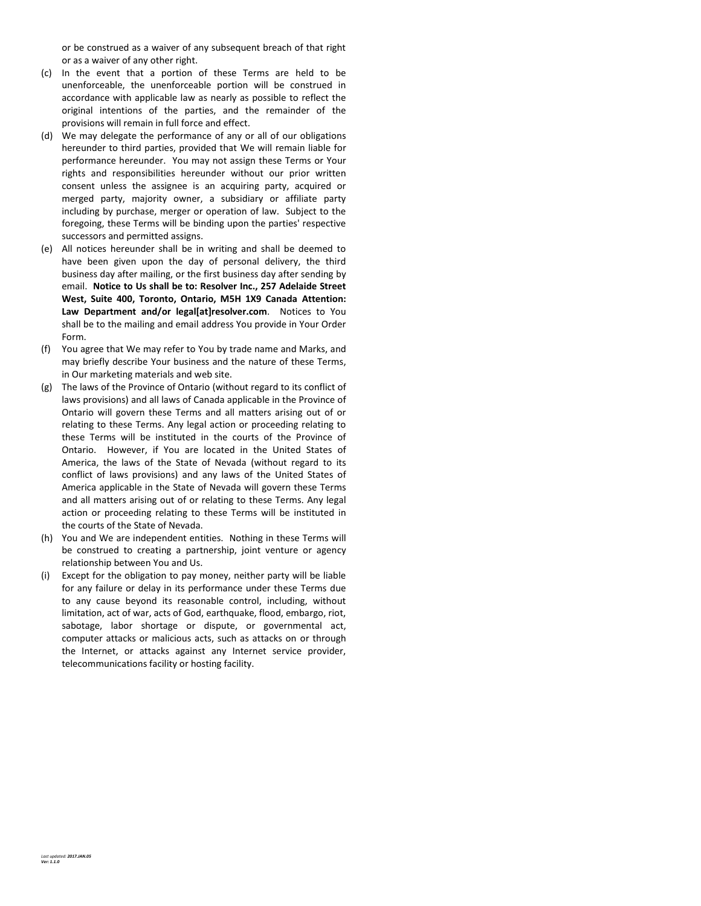or be construed as a waiver of any subsequent breach of that right or as a waiver of any other right.

(c) In the event that a portion of these Terms are held to be unenforceable, the unenforceable portion will be construed in accordance with applicable law as nearly as possible to reflect the original intentions of the parties, and the remainder of the provisions will remain in full force and effect.

(d) We may delegate the performance of any or all of our obligations hereunder to third parties, provided that We will remain liable for performance hereunder. You may not assign these Terms or Your rights and responsibilities hereunder without our prior written consent unless the assignee is an acquiring party, acquired or merged party, majority owner, a subsidiary or affiliate party including by purchase, merger or operation of law. Subject to the foregoing, these Terms will be binding upon the parties' respective successors and permitted assigns.

(e) All notices hereunder shall be in writing and shall be deemed to have been given upon the day of personal delivery, the third business day after mailing, or the first business day after sending by email. **Notice to Us shall be to: Resolver Inc., 257 Adelaide Street West, Suite 400, Toronto, Ontario, M5H 1X9 Canada Attention: Law Department and/or legal[at]resolver.com**. Notices to You shall be to the mailing and email address You provide in Your Order Form.

(f) You agree that We may refer to You by trade name and Marks, and may briefly describe Your business and the nature of these Terms, in Our marketing materials and web site.

(g) The laws of the Province of Ontario (without regard to its conflict of laws provisions) and all laws of Canada applicable in the Province of Ontario will govern these Terms and all matters arising out of or relating to these Terms. Any legal action or proceeding relating to these Terms will be instituted in the courts of the Province of Ontario. However, if You are located in the United States of America, the laws of the State of Nevada (without regard to its conflict of laws provisions) and any laws of the United States of America applicable in the State of Nevada will govern these Terms and all matters arising out of or relating to these Terms. Any legal action or proceeding relating to these Terms will be instituted in the courts of the State of Nevada.

(h) You and We are independent entities. Nothing in these Terms will be construed to creating a partnership, joint venture or agency relationship between You and Us.

(i) Except for the obligation to pay money, neither party will be liable for any failure or delay in its performance under these Terms due to any cause beyond its reasonable control, including, without limitation, act of war, acts of God, earthquake, flood, embargo, riot, sabotage, labor shortage or dispute, or governmental act, computer attacks or malicious acts, such as attacks on or through the Internet, or attacks against any Internet service provider, telecommunications facility or hosting facility.

*Last updated: **2017.JAN.05***
*Ver: **1.1.0***